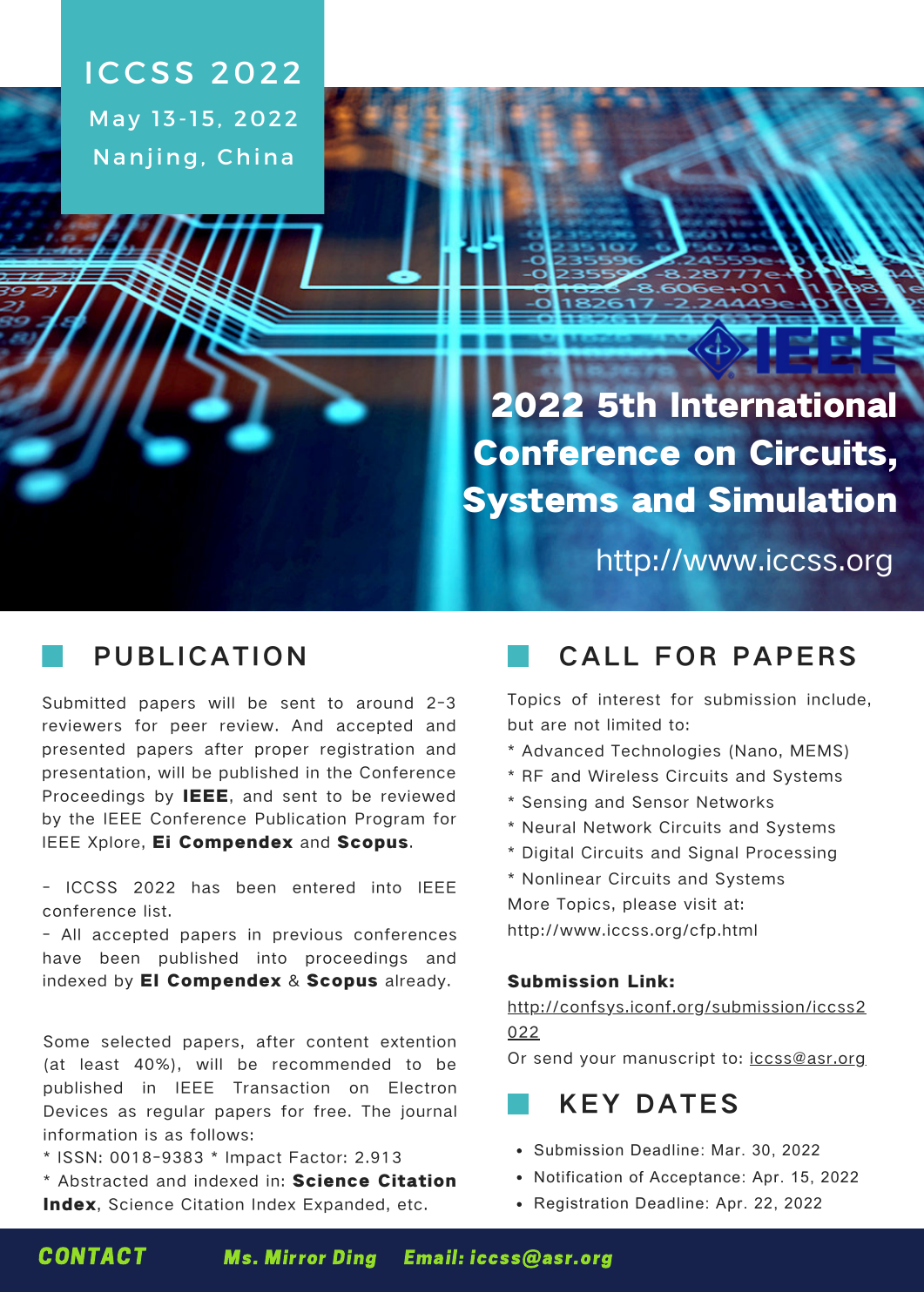# ICCSS 2022

May 13-15, 2022

Nanjing, China

IEEE

# 2022 5th International Conference on Circuits, Systems and Simulation

http://www.iccss.org

## PUBLICATION

Submitted papers will be sent to around 2-3 reviewers for peer review. And accepted and presented papers after proper registration and presentation, will be published in the Conference Proceedings by **IEEE**, and sent to be reviewed by the IEEE Conference Publication Program for IEEE Xplore, **Ei Compendex** and **Scopus**.

- ICCSS 2022 has been entered into IEEE conference list.
- All accepted papers in previous conferences have been published into proceedings and indexed by **EI Compendex** & **Scopus** already.

Some selected papers, after content extention (at least 40%), will be recommended to be published in IEEE Transaction on Electron Devices as regular papers for free. The journal information is as follows:

* ISSN: 0018-9383 * Impact Factor: 2.913
* Abstracted and indexed in: **Science Citation Index**, Science Citation Index Expanded, etc.

## CALL FOR PAPERS

Topics of interest for submission include, but are not limited to:

* Advanced Technologies (Nano, MEMS)
* RF and Wireless Circuits and Systems
* Sensing and Sensor Networks
* Neural Network Circuits and Systems
* Digital Circuits and Signal Processing
* Nonlinear Circuits and Systems

More Topics, please visit at: http://www.iccss.org/cfp.html

**Submission Link:**

http://confsys.iconf.org/submission/iccss2022

Or send your manuscript to: iccss@asr.org

## KEY DATES

- Submission Deadline: Mar. 30, 2022
- Notification of Acceptance: Apr. 15, 2022
- Registration Deadline: Apr. 22, 2022

**CONTACT** **Ms. Mirror Ding** **Email: iccss@asr.org**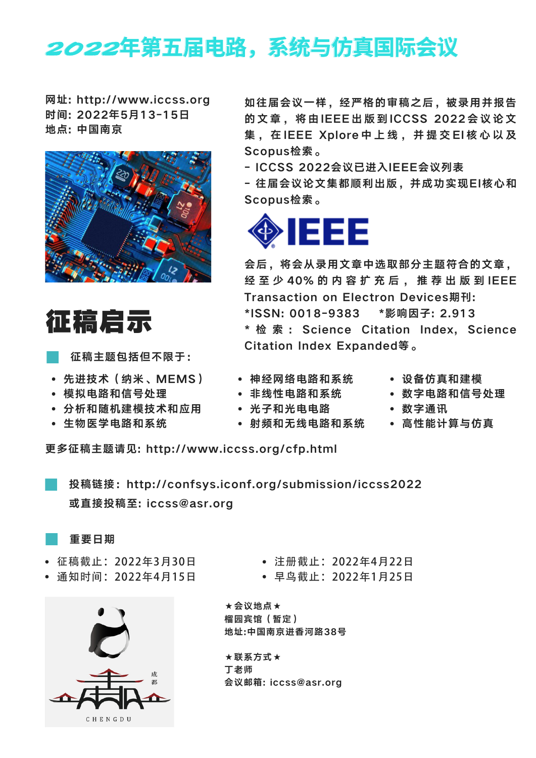# 2022年第五届电路，系统与仿真国际会议

网址: http://www.iccss.org
时间: 2022年5月13-15日
地点: 中国南京

如往届会议一样，经严格的审稿之后，被录用并报告的文章，将由IEEE出版到ICCSS 2022会议论文集，在IEEE Xplore中上线，并提交EI核心以及Scopus检索。

- ICCSS 2022会议已进入IEEE会议列表
- 往届会议论文集都顺利出版，并成功实现EI核心和Scopus检索。

会后，将会从录用文章中选取部分主题符合的文章，经至少40%的内容扩充后，推荐出版到IEEE Transaction on Electron Devices期刊:
*ISSN: 0018-9383　*影响因子: 2.913
*检索：Science Citation Index, Science Citation Index Expanded等。

## 征稿启示

### 征稿主题包括但不限于:

- 先进技术（纳米、MEMS）
- 模拟电路和信号处理
- 分析和随机建模技术和应用
- 生物医学电路和系统
- 神经网络电路和系统
- 非线性电路和系统
- 光子和光电电路
- 射频和无线电路和系统
- 设备仿真和建模
- 数字电路和信号处理
- 数字通讯
- 高性能计算与仿真

更多征稿主题请见: http://www.iccss.org/cfp.html

### 投稿链接：http://confsys.iconf.org/submission/iccss2022

或直接投稿至: iccss@asr.org

### 重要日期

- 征稿截止：2022年3月30日
- 通知时间：2022年4月15日
- 注册截止：2022年4月22日
- 早鸟截止：2022年1月25日

★会议地点★
榴园宾馆（暂定）
地址:中国南京进香河路38号

★联系方式★
丁老师
会议邮箱: iccss@asr.org